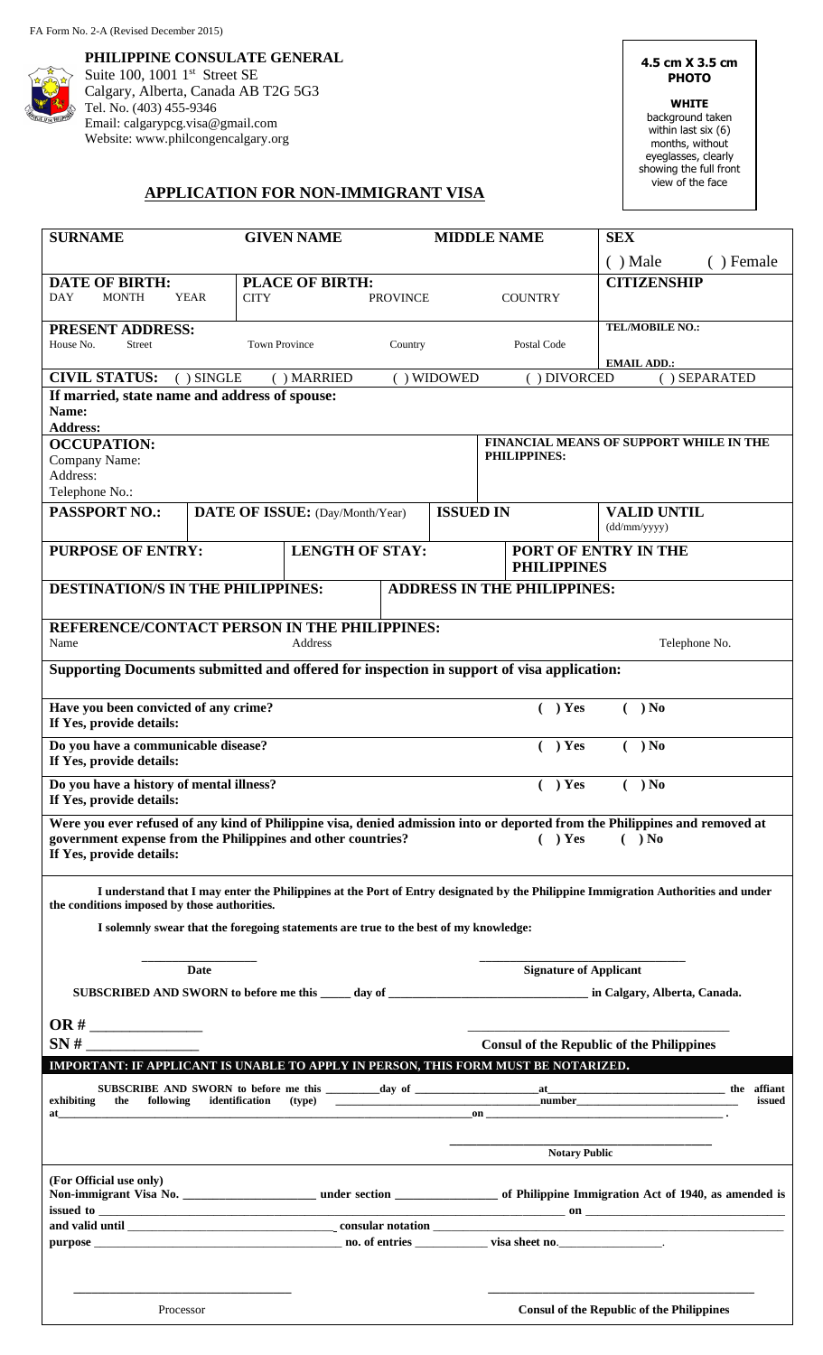FA Form No. 2-A (Revised December 2015)

**PHILIPPINE CONSULATE GENERAL**
Suite 100, 1001 1st Street SE
Calgary, Alberta, Canada AB T2G 5G3
Tel. No. (403) 455-9346
Email: calgarypcg.visa@gmail.com
Website: www.philcongencalgary.org

**4.5 cm X 3.5 cm PHOTO**

**WHITE** background taken within last six (6) months, without eyeglasses, clearly showing the full front view of the face

## APPLICATION FOR NON-IMMIGRANT VISA

| **SURNAME** | **GIVEN NAME** | **MIDDLE NAME** | **SEX** |
|---|---|---|---|
| | | | ( ) Male ( ) Female |
| **DATE OF BIRTH:** DAY MONTH YEAR | **PLACE OF BIRTH:** CITY PROVINCE | COUNTRY | **CITIZENSHIP** |
| **PRESENT ADDRESS:** House No. Street | Town Province Country | Postal Code | **TEL/MOBILE NO.:** **EMAIL ADD.:** |

**CIVIL STATUS:** ( ) SINGLE ( ) MARRIED ( ) WIDOWED ( ) DIVORCED ( ) SEPARATED

**If married, state name and address of spouse:**
**Name:**
**Address:**

| **OCCUPATION:** Company Name: Address: Telephone No.: | **FINANCIAL MEANS OF SUPPORT WHILE IN THE PHILIPPINES:** |
|---|---|

| **PASSPORT NO.:** | **DATE OF ISSUE:** (Day/Month/Year) | **ISSUED IN** | **VALID UNTIL** (dd/mm/yyyy) |
|---|---|---|---|
| | | | |

| **PURPOSE OF ENTRY:** | **LENGTH OF STAY:** | **PORT OF ENTRY IN THE PHILIPPINES** |
|---|---|---|
| | | |

| **DESTINATION/S IN THE PHILIPPINES:** | **ADDRESS IN THE PHILIPPINES:** |
|---|---|
| | |

**REFERENCE/CONTACT PERSON IN THE PHILIPPINES:**
Name Address Telephone No.

**Supporting Documents submitted and offered for inspection in support of visa application:**

**Have you been convicted of any crime?** ( ) Yes ( ) No
**If Yes, provide details:**

**Do you have a communicable disease?** ( ) Yes ( ) No
**If Yes, provide details:**

**Do you have a history of mental illness?** ( ) Yes ( ) No
**If Yes, provide details:**

**Were you ever refused of any kind of Philippine visa, denied admission into or deported from the Philippines and removed at government expense from the Philippines and other countries?** ( ) Yes ( ) No
**If Yes, provide details:**

**I understand that I may enter the Philippines at the Port of Entry designated by the Philippine Immigration Authorities and under the conditions imposed by those authorities.**

**I solemnly swear that the foregoing statements are true to the best of my knowledge:**

_______________ Date                    _______________ Signature of Applicant

**SUBSCRIBED AND SWORN to before me this _____ day of _______________ in Calgary, Alberta, Canada.**

**OR #** _______________
**SN #** _______________

_______________ **Consul of the Republic of the Philippines**

**IMPORTANT: IF APPLICANT IS UNABLE TO APPLY IN PERSON, THIS FORM MUST BE NOTARIZED.**

**SUBSCRIBE AND SWORN to before me this _________day of _______________at_______________ the affiant exhibiting the following identification (type) _______________number_______________ issued at_______________on _______________.**

_______________ **Notary Public**

**(For Official use only)**
**Non-immigrant Visa No.** _______________ **under section** _______________ **of Philippine Immigration Act of 1940, as amended is issued to** _______________ **on** _______________
**and valid until** _______________ **consular notation** _______________
**purpose** _______________ **no. of entries** _______________ **visa sheet no.**_______________.

_______________ Processor                    _______________ **Consul of the Republic of the Philippines**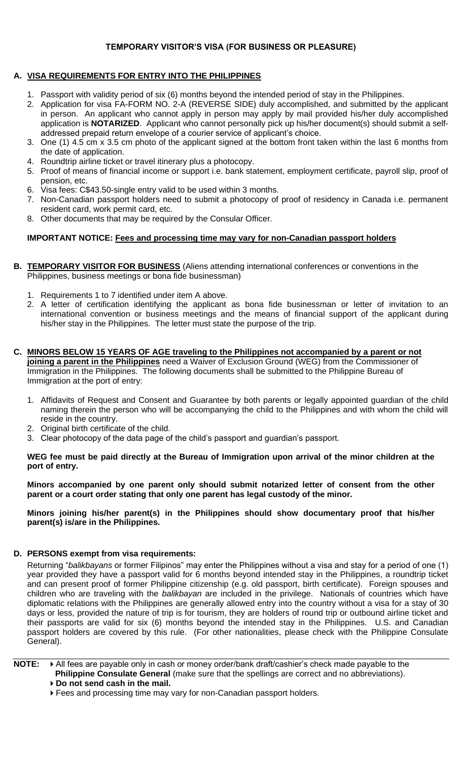# TEMPORARY VISITOR'S VISA (FOR BUSINESS OR PLEASURE)

## A. VISA REQUIREMENTS FOR ENTRY INTO THE PHILIPPINES

1. Passport with validity period of six (6) months beyond the intended period of stay in the Philippines.
2. Application for visa FA-FORM NO. 2-A (REVERSE SIDE) duly accomplished, and submitted by the applicant in person. An applicant who cannot apply in person may apply by mail provided his/her duly accomplished application is **NOTARIZED**. Applicant who cannot personally pick up his/her document(s) should submit a self-addressed prepaid return envelope of a courier service of applicant's choice.
3. One (1) 4.5 cm x 3.5 cm photo of the applicant signed at the bottom front taken within the last 6 months from the date of application.
4. Roundtrip airline ticket or travel itinerary plus a photocopy.
5. Proof of means of financial income or support i.e. bank statement, employment certificate, payroll slip, proof of pension, etc.
6. Visa fees: C$43.50-single entry valid to be used within 3 months.
7. Non-Canadian passport holders need to submit a photocopy of proof of residency in Canada i.e. permanent resident card, work permit card, etc.
8. Other documents that may be required by the Consular Officer.

**IMPORTANT NOTICE: Fees and processing time may vary for non-Canadian passport holders**

## B. TEMPORARY VISITOR FOR BUSINESS (Aliens attending international conferences or conventions in the Philippines, business meetings or bona fide businessman)

1. Requirements 1 to 7 identified under item A above.
2. A letter of certification identifying the applicant as bona fide businessman or letter of invitation to an international convention or business meetings and the means of financial support of the applicant during his/her stay in the Philippines. The letter must state the purpose of the trip.

## C. MINORS BELOW 15 YEARS OF AGE traveling to the Philippines not accompanied by a parent or not joining a parent in the Philippines need a Waiver of Exclusion Ground (WEG) from the Commissioner of Immigration in the Philippines. The following documents shall be submitted to the Philippine Bureau of Immigration at the port of entry:

1. Affidavits of Request and Consent and Guarantee by both parents or legally appointed guardian of the child naming therein the person who will be accompanying the child to the Philippines and with whom the child will reside in the country.
2. Original birth certificate of the child.
3. Clear photocopy of the data page of the child's passport and guardian's passport.

**WEG fee must be paid directly at the Bureau of Immigration upon arrival of the minor children at the port of entry.**

**Minors accompanied by one parent only should submit notarized letter of consent from the other parent or a court order stating that only one parent has legal custody of the minor.**

**Minors joining his/her parent(s) in the Philippines should show documentary proof that his/her parent(s) is/are in the Philippines.**

## D. PERSONS exempt from visa requirements:

Returning "*balikbayans* or former Filipinos" may enter the Philippines without a visa and stay for a period of one (1) year provided they have a passport valid for 6 months beyond intended stay in the Philippines, a roundtrip ticket and can present proof of former Philippine citizenship (e.g. old passport, birth certificate). Foreign spouses and children who are traveling with the *balikbayan* are included in the privilege. Nationals of countries which have diplomatic relations with the Philippines are generally allowed entry into the country without a visa for a stay of 30 days or less, provided the nature of trip is for tourism, they are holders of round trip or outbound airline ticket and their passports are valid for six (6) months beyond the intended stay in the Philippines. U.S. and Canadian passport holders are covered by this rule. (For other nationalities, please check with the Philippine Consulate General).

**NOTE:**

- All fees are payable only in cash or money order/bank draft/cashier's check made payable to the **Philippine Consulate General** (make sure that the spellings are correct and no abbreviations).
- **Do not send cash in the mail.**
- Fees and processing time may vary for non-Canadian passport holders.